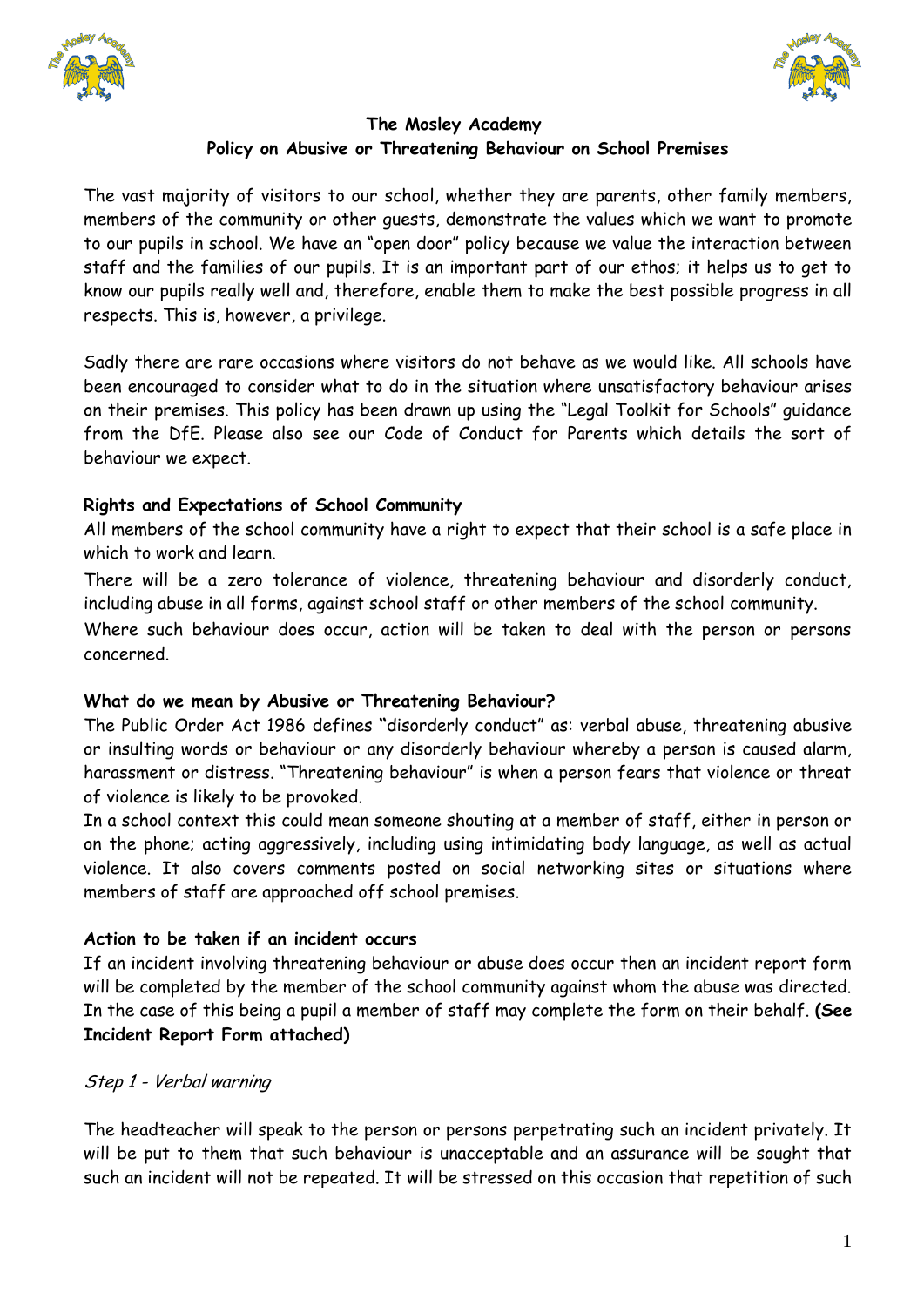# The Mosley Academy
## Policy on Abusive or Threatening Behaviour on School Premises

The vast majority of visitors to our school, whether they are parents, other family members, members of the community or other guests, demonstrate the values which we want to promote to our pupils in school. We have an "open door" policy because we value the interaction between staff and the families of our pupils. It is an important part of our ethos; it helps us to get to know our pupils really well and, therefore, enable them to make the best possible progress in all respects. This is, however, a privilege.

Sadly there are rare occasions where visitors do not behave as we would like. All schools have been encouraged to consider what to do in the situation where unsatisfactory behaviour arises on their premises. This policy has been drawn up using the "Legal Toolkit for Schools" guidance from the DfE. Please also see our Code of Conduct for Parents which details the sort of behaviour we expect.

### Rights and Expectations of School Community

All members of the school community have a right to expect that their school is a safe place in which to work and learn.

There will be a zero tolerance of violence, threatening behaviour and disorderly conduct, including abuse in all forms, against school staff or other members of the school community.

Where such behaviour does occur, action will be taken to deal with the person or persons concerned.

### What do we mean by Abusive or Threatening Behaviour?

The Public Order Act 1986 defines "disorderly conduct" as: verbal abuse, threatening abusive or insulting words or behaviour or any disorderly behaviour whereby a person is caused alarm, harassment or distress. "Threatening behaviour" is when a person fears that violence or threat of violence is likely to be provoked.

In a school context this could mean someone shouting at a member of staff, either in person or on the phone; acting aggressively, including using intimidating body language, as well as actual violence. It also covers comments posted on social networking sites or situations where members of staff are approached off school premises.

### Action to be taken if an incident occurs

If an incident involving threatening behaviour or abuse does occur then an incident report form will be completed by the member of the school community against whom the abuse was directed. In the case of this being a pupil a member of staff may complete the form on their behalf. **(See Incident Report Form attached)**

*Step 1 - Verbal warning*

The headteacher will speak to the person or persons perpetrating such an incident privately. It will be put to them that such behaviour is unacceptable and an assurance will be sought that such an incident will not be repeated. It will be stressed on this occasion that repetition of such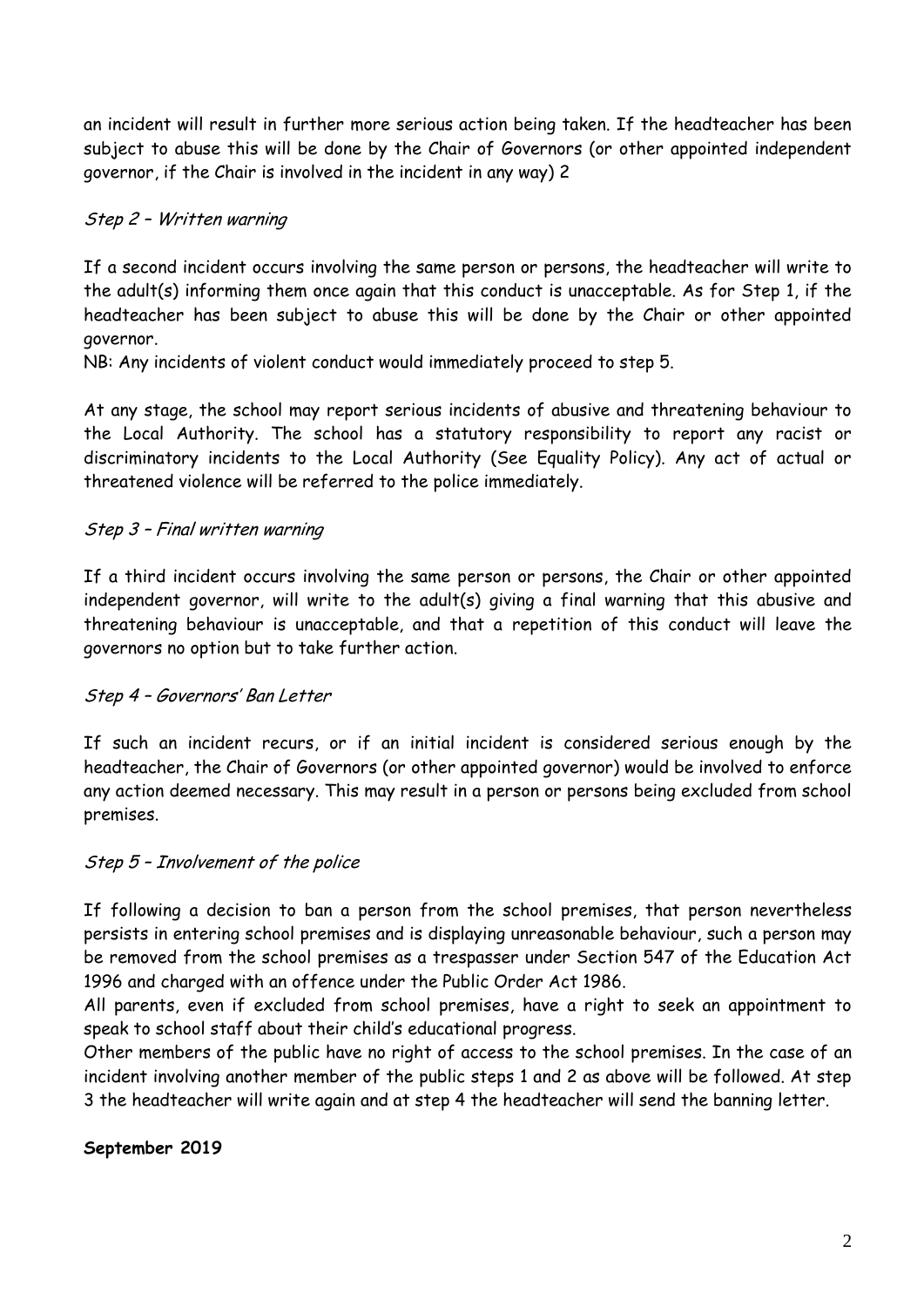an incident will result in further more serious action being taken. If the headteacher has been subject to abuse this will be done by the Chair of Governors (or other appointed independent governor, if the Chair is involved in the incident in any way) 2

*Step 2 – Written warning*

If a second incident occurs involving the same person or persons, the headteacher will write to the adult(s) informing them once again that this conduct is unacceptable. As for Step 1, if the headteacher has been subject to abuse this will be done by the Chair or other appointed governor.

NB: Any incidents of violent conduct would immediately proceed to step 5.

At any stage, the school may report serious incidents of abusive and threatening behaviour to the Local Authority. The school has a statutory responsibility to report any racist or discriminatory incidents to the Local Authority (See Equality Policy). Any act of actual or threatened violence will be referred to the police immediately.

*Step 3 – Final written warning*

If a third incident occurs involving the same person or persons, the Chair or other appointed independent governor, will write to the adult(s) giving a final warning that this abusive and threatening behaviour is unacceptable, and that a repetition of this conduct will leave the governors no option but to take further action.

*Step 4 – Governors' Ban Letter*

If such an incident recurs, or if an initial incident is considered serious enough by the headteacher, the Chair of Governors (or other appointed governor) would be involved to enforce any action deemed necessary. This may result in a person or persons being excluded from school premises.

*Step 5 – Involvement of the police*

If following a decision to ban a person from the school premises, that person nevertheless persists in entering school premises and is displaying unreasonable behaviour, such a person may be removed from the school premises as a trespasser under Section 547 of the Education Act 1996 and charged with an offence under the Public Order Act 1986.

All parents, even if excluded from school premises, have a right to seek an appointment to speak to school staff about their child's educational progress.

Other members of the public have no right of access to the school premises. In the case of an incident involving another member of the public steps 1 and 2 as above will be followed. At step 3 the headteacher will write again and at step 4 the headteacher will send the banning letter.

**September 2019**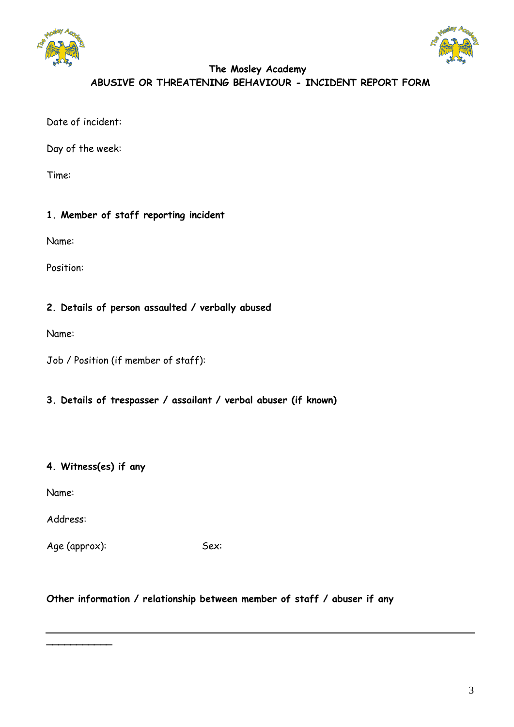**The Mosley Academy**

**ABUSIVE OR THREATENING BEHAVIOUR - INCIDENT REPORT FORM**

Date of incident:

Day of the week:

Time:

**1. Member of staff reporting incident**

Name:

Position:

**2. Details of person assaulted / verbally abused**

Name:

Job / Position (if member of staff):

**3. Details of trespasser / assailant / verbal abuser (if known)**

**4. Witness(es) if any**

Name:

Address:

Age (approx): Sex:

**Other information / relationship between member of staff / abuser if any**

---

___________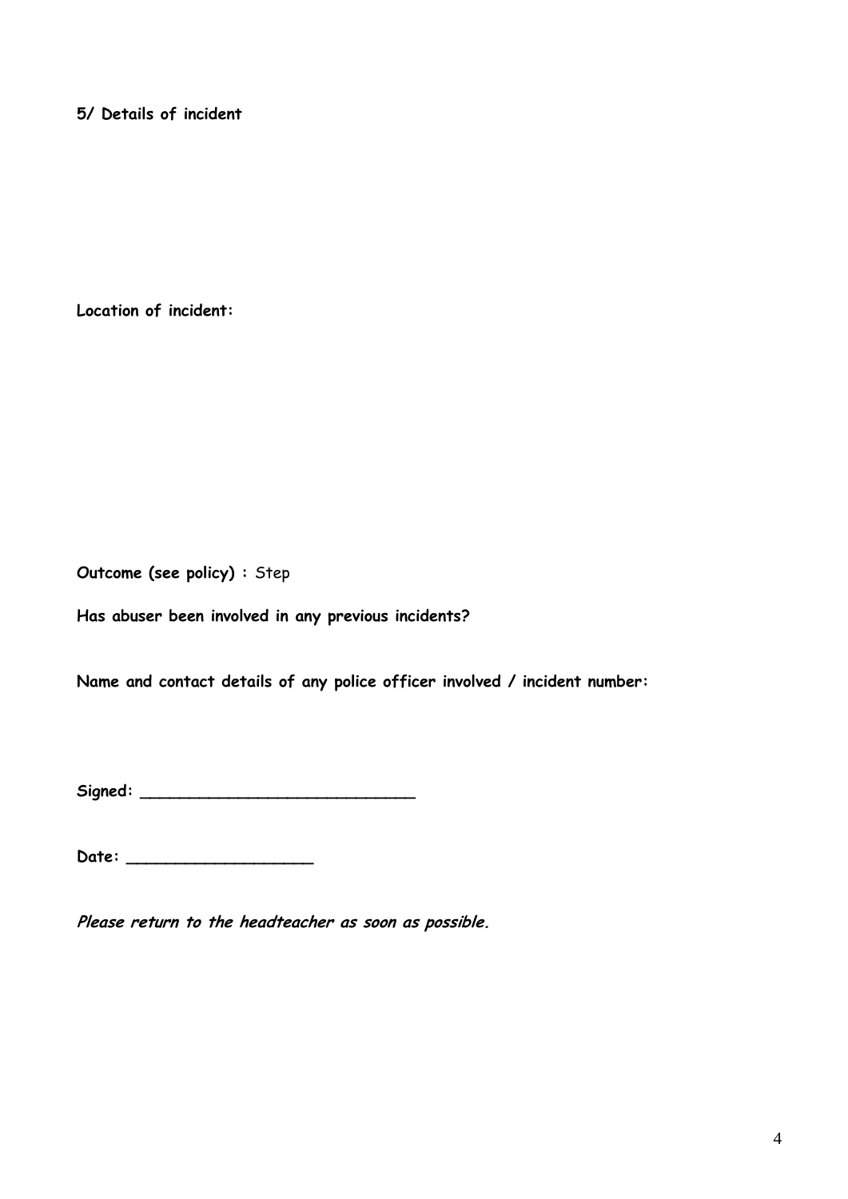**5/ Details of incident**

**Location of incident:**

**Outcome (see policy) :** Step

**Has abuser been involved in any previous incidents?**

**Name and contact details of any police officer involved / incident number:**

**Signed: ____________________________**

**Date: ___________________**

***Please return to the headteacher as soon as possible.***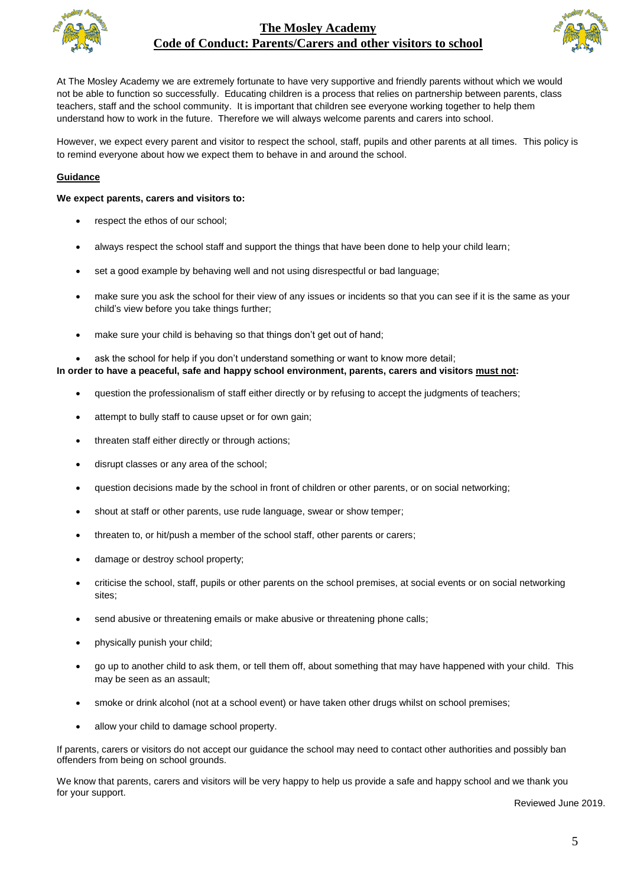# The Mosley Academy
## Code of Conduct: Parents/Carers and other visitors to school

At The Mosley Academy we are extremely fortunate to have very supportive and friendly parents without which we would not be able to function so successfully. Educating children is a process that relies on partnership between parents, class teachers, staff and the school community. It is important that children see everyone working together to help them understand how to work in the future. Therefore we will always welcome parents and carers into school.

However, we expect every parent and visitor to respect the school, staff, pupils and other parents at all times. This policy is to remind everyone about how we expect them to behave in and around the school.

### Guidance

**We expect parents, carers and visitors to:**

- respect the ethos of our school;
- always respect the school staff and support the things that have been done to help your child learn;
- set a good example by behaving well and not using disrespectful or bad language;
- make sure you ask the school for their view of any issues or incidents so that you can see if it is the same as your child's view before you take things further;
- make sure your child is behaving so that things don't get out of hand;
- ask the school for help if you don't understand something or want to know more detail;

**In order to have a peaceful, safe and happy school environment, parents, carers and visitors must not:**

- question the professionalism of staff either directly or by refusing to accept the judgments of teachers;
- attempt to bully staff to cause upset or for own gain;
- threaten staff either directly or through actions;
- disrupt classes or any area of the school;
- question decisions made by the school in front of children or other parents, or on social networking;
- shout at staff or other parents, use rude language, swear or show temper;
- threaten to, or hit/push a member of the school staff, other parents or carers;
- damage or destroy school property;
- criticise the school, staff, pupils or other parents on the school premises, at social events or on social networking sites;
- send abusive or threatening emails or make abusive or threatening phone calls;
- physically punish your child;
- go up to another child to ask them, or tell them off, about something that may have happened with your child. This may be seen as an assault;
- smoke or drink alcohol (not at a school event) or have taken other drugs whilst on school premises;
- allow your child to damage school property.

If parents, carers or visitors do not accept our guidance the school may need to contact other authorities and possibly ban offenders from being on school grounds.

We know that parents, carers and visitors will be very happy to help us provide a safe and happy school and we thank you for your support.

Reviewed June 2019.